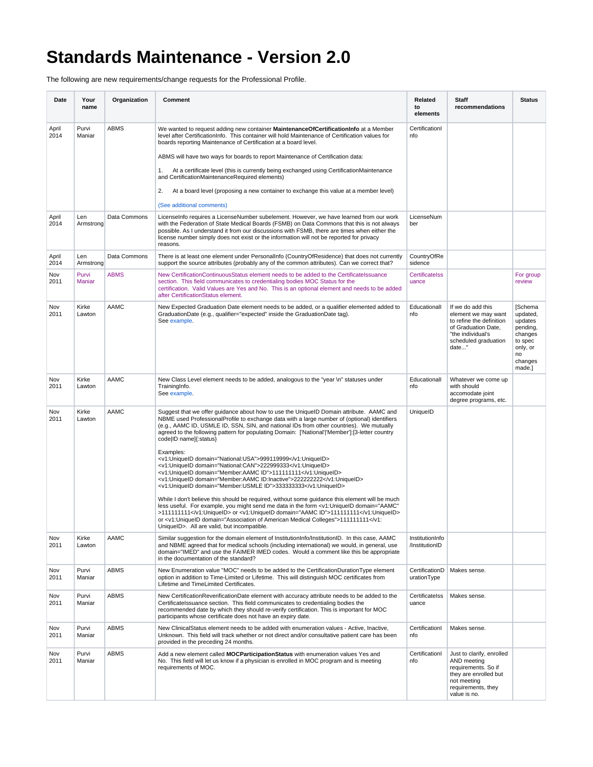# Standards Maintenance - Version 2.0

The following are new requirements/change requests for the Professional Profile.

| Date | Your name | Organization | Comment | Related to elements | Staff recommendations | Status |
|---|---|---|---|---|---|---|
| April 2014 | Purvi Maniar | ABMS | We wanted to request adding new container **MaintenanceOfCertificationInfo** at a Member level after CertificationInfo. This container will hold Maintenance of Certification values for boards reporting Maintenance of Certification at a board level.<br><br>ABMS will have two ways for boards to report Maintenance of Certification data:<br><br>1. At a certificate level (this is currently being exchanged using CertificationMaintenance and CertificationMaintenanceRequired elements)<br><br>2. At a board level (proposing a new container to exchange this value at a member level)<br><br>(See additional comments) | CertificationInfo | | |
| April 2014 | Len Armstrong | Data Commons | LicenseInfo requires a LicenseNumber subelement. However, we have learned from our work with the Federation of State Medical Boards (FSMB) on Data Commons that this is not always possible. As I understand it from our discussions with FSMB, there are times when either the license number simply does not exist or the information will not be reported for privacy reasons. | LicenseNumber | | |
| April 2014 | Len Armstrong | Data Commons | There is at least one element under PersonalInfo (CountryOfResidence) that does not currently support the source attributes (probably any of the common attributes). Can we correct that? | CountryOfResidence | | |
| Nov 2011 | Purvi Maniar | ABMS | New CertificationContinuousStatus element needs to be added to the CertificateIssuance section. This field communicates to credentialing bodies MOC Status for the certification. Valid Values are Yes and No. This is an optional element and needs to be added after CertificationStatus element. | CertificateIssuance | | For group review |
| Nov 2011 | Kirke Lawton | AAMC | New Expected Graduation Date element needs to be added, or a qualifier elemented added to GraduationDate (e.g., qualifier="expected" inside the GraduationDate tag).<br>See example. | EducationalInfo | If we do add this element we may want to refine the definition of Graduation Date, "the individual's scheduled graduation date..." | [Schema updated, updates pending, changes to spec only, or no changes made.] |
| Nov 2011 | Kirke Lawton | AAMC | New Class Level element needs to be added, analogous to the "year \n" statuses under TrainingInfo.<br>See example. | EducationalInfo | Whatever we come up with should accomodate joint degree programs, etc. | |
| Nov 2011 | Kirke Lawton | AAMC | Suggest that we offer guidance about how to use the UniqueID Domain attribute. AAMC and NBME used ProfessionalProfile to exchange data with a large number of (optional) identifiers (e.g., AAMC ID, USMLE ID, SSN, SIN, and national IDs from other countries). We mutually agreed to the following pattern for populating Domain: ['National'\|'Member']:[3-letter country code\|ID name]{:status}<br><br>Examples:<br>&lt;v1:UniqueID domain="National:USA"&gt;999119999&lt;/v1:UniqueID&gt;<br>&lt;v1:UniqueID domain="National:CAN"&gt;222999333&lt;/v1:UniqueID&gt;<br>&lt;v1:UniqueID domain="Member:AAMC ID"&gt;111111111&lt;/v1:UniqueID&gt;<br>&lt;v1:UniqueID domain="Member:AAMC ID:Inactive"&gt;222222222&lt;/v1:UniqueID&gt;<br>&lt;v1:UniqueID domain="Member:USMLE ID"&gt;333333333&lt;/v1:UniqueID&gt;<br><br>While I don't believe this should be required, without some guidance this element will be much less useful. For example, you might send me data in the form &lt;v1:UniqueID domain="AAMC"&gt;111111111&lt;/v1:UniqueID&gt; or &lt;v1:UniqueID domain="AAMC ID"&gt;111111111&lt;/v1:UniqueID&gt; or &lt;v1:UniqueID domain="Association of American Medical Colleges"&gt;111111111&lt;/v1:UniqueID&gt;. All are valid, but incompatible. | UniqueID | | |
| Nov 2011 | Kirke Lawton | AAMC | Similar suggestion for the domain element of InstitutionInfo/InstitutionID. In this case, AAMC and NBME agreed that for medical schools (including international) we would, in general, use domain="IMED" and use the FAIMER IMED codes. Would a comment like this be appropriate in the documentation of the standard? | InstitutionInfo/InstitutionID | | |
| Nov 2011 | Purvi Maniar | ABMS | New Enumeration value "MOC" needs to be added to the CertificationDurationType element option in addition to Time-Limited or Lifetime. This will distinguish MOC certificates from Lifetime and TimeLimited Certificates. | CertificationDurationType | Makes sense. | |
| Nov 2011 | Purvi Maniar | ABMS | New CertificationReverificationDate element with accuracy attribute needs to be added to the CertificateIssuance section. This field communicates to credentialing bodies the recommended date by which they should re-verify certification. This is important for MOC participants whose certificate does not have an expiry date. | CertificateIssuance | Makes sense. | |
| Nov 2011 | Purvi Maniar | ABMS | New ClinicalStatus element needs to be added with enumeration values - Active, Inactive, Unknown. This field will track whether or not direct and/or consultative patient care has been provided in the preceding 24 months. | CertificationInfo | Makes sense. | |
| Nov 2011 | Purvi Maniar | ABMS | Add a new element called **MOCParticipationStatus** with enumeration values Yes and No. This field will let us know if a physician is enrolled in MOC program and is meeting requirements of MOC. | CertificationInfo | Just to clarify, enrolled AND meeting requirements. So if they are enrolled but not meeting requirements, they value is no. | |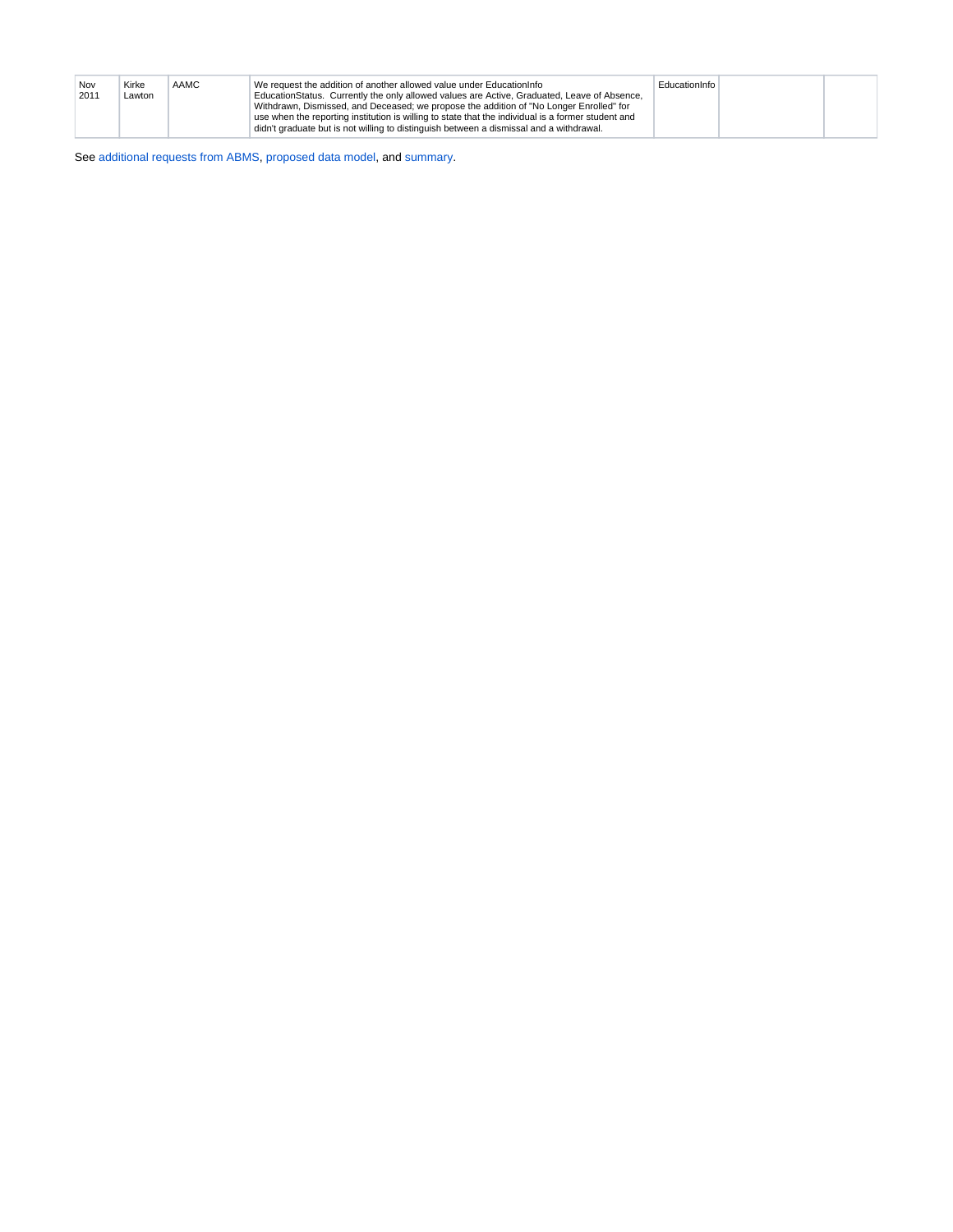| | | | | | | |
|---|---|---|---|---|---|---|
| Nov 2011 | Kirke Lawton | AAMC | We request the addition of another allowed value under EducationInfo EducationStatus. Currently the only allowed values are Active, Graduated, Leave of Absence, Withdrawn, Dismissed, and Deceased; we propose the addition of "No Longer Enrolled" for use when the reporting institution is willing to state that the individual is a former student and didn't graduate but is not willing to distinguish between a dismissal and a withdrawal. | EducationInfo | | |

See additional requests from ABMS, proposed data model, and summary.